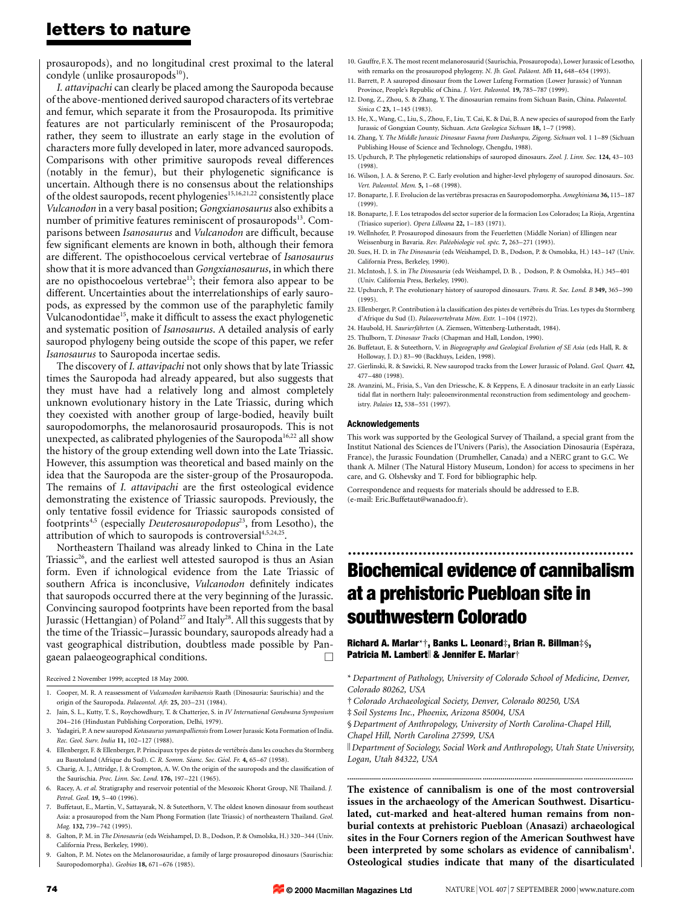prosauropods), and no longitudinal crest proximal to the lateral condyle (unlike prosauropods[10]).

*I. attavipachi* can clearly be placed among the Sauropoda because of the above-mentioned derived sauropod characters of its vertebrae and femur, which separate it from the Prosauropoda. Its primitive features are not particularly reminiscent of the Prosauropoda; rather, they seem to illustrate an early stage in the evolution of characters more fully developed in later, more advanced sauropods. Comparisons with other primitive sauropods reveal differences (notably in the femur), but their phylogenetic significance is uncertain. Although there is no consensus about the relationships of the oldest sauropods, recent phylogenies[15,16,21,22] consistently place *Vulcanodon* in a very basal position; *Gongxianosaurus* also exhibits a number of primitive features reminiscent of prosauropods[13]. Comparisons between *Isanosaurus* and *Vulcanodon* are difficult, because few significant elements are known in both, although their femora are different. The opisthocoelous cervical vertebrae of *Isanosaurus* show that it is more advanced than *Gongxianosaurus*, in which there are no opisthocoelous vertebrae[13]; their femora also appear to be different. Uncertainties about the interrelationships of early sauropods, as expressed by the common use of the paraphyletic family Vulcanodontidae[15], make it difficult to assess the exact phylogenetic and systematic position of *Isanosaurus*. A detailed analysis of early sauropod phylogeny being outside the scope of this paper, we refer *Isanosaurus* to Sauropoda incertae sedis.

The discovery of *I. attavipachi* not only shows that by late Triassic times the Sauropoda had already appeared, but also suggests that they must have had a relatively long and almost completely unknown evolutionary history in the Late Triassic, during which they coexisted with another group of large-bodied, heavily built sauropodomorphs, the melanorosaurid prosauropods. This is not unexpected, as calibrated phylogenies of the Sauropoda[16,22] all show the history of the group extending well down into the Late Triassic. However, this assumption was theoretical and based mainly on the idea that the Sauropoda are the sister-group of the Prosauropoda. The remains of *I. attavipachi* are the first osteological evidence demonstrating the existence of Triassic sauropods. Previously, the only tentative fossil evidence for Triassic sauropods consisted of footprints[4,5] (especially *Deuterosauropodopus*[23], from Lesotho), the attribution of which to sauropods is controversial[4,5,24,25].

Northeastern Thailand was already linked to China in the Late Triassic[26], and the earliest well attested sauropod is thus an Asian form. Even if ichnological evidence from the Late Triassic of southern Africa is inconclusive, *Vulcanodon* definitely indicates that sauropods occurred there at the very beginning of the Jurassic. Convincing sauropod footprints have been reported from the basal Jurassic (Hettangian) of Poland[27] and Italy[28]. All this suggests that by the time of the Triassic–Jurassic boundary, sauropods already had a vast geographical distribution, doubtless made possible by Pangaean palaeogeographical conditions. □

Received 2 November 1999; accepted 18 May 2000.

1. Cooper, M. R. A reassessment of *Vulcanodon karibaensis* Raath (Dinosauria: Saurischia) and the origin of the Sauropoda. *Palaeontol. Afr.* **25,** 203–231 (1984).
2. Jain, S. L., Kutty, T. S., Roychowdhury, T. & Chatterjee, S. in *IV International Gondwana Symposium* 204–216 (Hindustan Publishing Corporation, Delhi, 1979).
3. Yadagiri, P. A new sauropod *Kotasaurus yamanpalliensis* from Lower Jurassic Kota Formation of India. *Rec. Geol. Surv. India* **11,** 102–127 (1988).
4. Ellenberger, F. & Ellenberger, P. Principaux types de pistes de vertébrés dans les couches du Stormberg au Basutoland (Afrique du Sud). *C. R. Somm. Séanc. Soc. Géol. Fr.* **4,** 65–67 (1958).
5. Charig, A. J., Attridge, J. & Crompton, A. W. On the origin of the sauropods and the classification of the Saurischia. *Proc. Linn. Soc. Lond.* **176,** 197–221 (1965).
6. Racey, A. *et al.* Stratigraphy and reservoir potential of the Mesozoic Khorat Group, NE Thailand. *J. Petrol. Geol.* **19,** 5–40 (1996).
7. Buffetaut, E., Martin, V., Sattayarak, N. & Suteethorn, V. The oldest known dinosaur from southeast Asia: a prosauropod from the Nam Phong Formation (late Triassic) of northeastern Thailand. *Geol. Mag.* **132,** 739–742 (1995).
8. Galton, P. M. in *The Dinosauria* (eds Weishampel, D. B., Dodson, P. & Osmolska, H.) 320–344 (Univ. California Press, Berkeley, 1990).
9. Galton, P. M. Notes on the Melanorosauridae, a family of large prosauropod dinosaurs (Saurischia: Sauropodomorpha). *Geobios* **18,** 671–676 (1985).
10. Gauffre, F. X. The most recent melanorosaurid (Saurischia, Prosauropoda), Lower Jurassic of Lesotho, with remarks on the prosauropod phylogeny. *N. Jb. Geol. Paläont. Mh* **11,** 648–654 (1993).
11. Barrett, P. A sauropod dinosaur from the Lower Lufeng Formation (Lower Jurassic) of Yunnan Province, People's Republic of China. *J. Vert. Paleontol.* **19,** 785–787 (1999).
12. Dong, Z., Zhou, S. & Zhang, Y. The dinosaurian remains from Sichuan Basin, China. *Palaeontol. Sinica C* **23,** 1–145 (1983).
13. He, X., Wang, C., Liu, S., Zhou, F., Liu, T. Cai, K. & Dai, B. A new species of sauropod from the Early Jurassic of Gongxian County, Sichuan. *Acta Geologica Sichuan* **18,** 1–7 (1998).
14. Zhang, Y. *The Middle Jurassic Dinosaur Fauna from Dashanpu, Zigong, Sichuan* vol. 1 1–89 (Sichuan Publishing House of Science and Technology, Chengdu, 1988).
15. Upchurch, P. The phylogenetic relationships of sauropod dinosaurs. *Zool. J. Linn. Soc.* **124,** 43–103 (1998).
16. Wilson, J. A. & Sereno, P. C. Early evolution and higher-level phylogeny of sauropod dinosaurs. *Soc. Vert. Paleontol. Mem.* **5,** 1–68 (1998).
17. Bonaparte, J. F. Evolucion de las vertébras presacras en Sauropodomorpha. *Ameghiniana* **36,** 115–187 (1999).
18. Bonaparte, J. F. Los tetrapodos del sector superior de la formacion Los Colorados; La Rioja, Argentina (Triasico superior). *Opera Lilloana* **22,** 1–183 (1971).
19. Wellnhofer, P. Prosauropod dinosaurs from the Feuerletten (Middle Norian) of Ellingen near Weissenburg in Bavaria. *Rev. Paléobiologie vol. spéc.* **7,** 263–271 (1993).
20. Sues, H. D. in *The Dinosauria* (eds Weishampel, D. B., Dodson, P. & Osmolska, H.) 143–147 (Univ. California Press, Berkeley, 1990).
21. McIntosh, J. S. in *The Dinosauria* (eds Weishampel, D. B. , Dodson, P. & Osmolska, H.) 345–401 (Univ. California Press, Berkeley, 1990).
22. Upchurch, P. The evolutionary history of sauropod dinosaurs. *Trans. R. Soc. Lond. B* **349,** 365–390 (1995).
23. Ellenberger, P. Contribution à la classification des pistes de vertébrés du Trias. Les types du Stormberg d'Afrique du Sud (I). *Palaeovertebrata Mém. Extr.* 1–104 (1972).
24. Haubold, H. *Saurierfährten* (A. Ziemsen, Wittenberg-Lutherstadt, 1984).
25. Thulborn, T. *Dinosaur Tracks* (Chapman and Hall, London, 1990).
26. Buffetaut, E. & Suteethorn, V. in *Biogeography and Geological Evolution of SE Asia* (eds Hall, R. & Holloway, J. D.) 83–90 (Backhuys, Leiden, 1998).
27. Gierlinski, R. & Sawicki, R. New sauropod tracks from the Lower Jurassic of Poland. *Geol. Quart.* **42,** 477–480 (1998).
28. Avanzini, M., Frisia, S., Van den Driessche, K. & Keppens, E. A dinosaur tracksite in an early Liassic tidal flat in northern Italy: paleoenvironmental reconstruction from sedimentology and geochemistry. *Palaios* **12,** 538–551 (1997).

### Acknowledgements

This work was supported by the Geological Survey of Thailand, a special grant from the Institut National des Sciences de l'Univers (Paris), the Association Dinosauria (Espéraza, France), the Jurassic Foundation (Drumheller, Canada) and a NERC grant to G.C. We thank A. Milner (The Natural History Museum, London) for access to specimens in her care, and G. Olshevsky and T. Ford for bibliographic help.

Correspondence and requests for materials should be addressed to E.B. (e-mail: Eric.Buffetaut@wanadoo.fr).

# Biochemical evidence of cannibalism at a prehistoric Puebloan site in southwestern Colorado

**Richard A. Marlar*†, Banks L. Leonard‡, Brian R. Billman‡§, Patricia M. Lambert‖ & Jennifer E. Marlar†**

\* *Department of Pathology, University of Colorado School of Medicine, Denver, Colorado 80262, USA*

† *Colorado Archaeological Society, Denver, Colorado 80250, USA*

‡ *Soil Systems Inc., Phoenix, Arizona 85004, USA*

§ *Department of Anthropology, University of North Carolina-Chapel Hill, Chapel Hill, North Carolina 27599, USA*

‖ *Department of Sociology, Social Work and Anthropology, Utah State University, Logan, Utah 84322, USA*

**The existence of cannibalism is one of the most controversial issues in the archaeology of the American Southwest. Disarticulated, cut-marked and heat-altered human remains from non-burial contexts at prehistoric Puebloan (Anasazi) archaeological sites in the Four Corners region of the American Southwest have been interpreted by some scholars as evidence of cannibalism[1]. Osteological studies indicate that many of the disarticulated**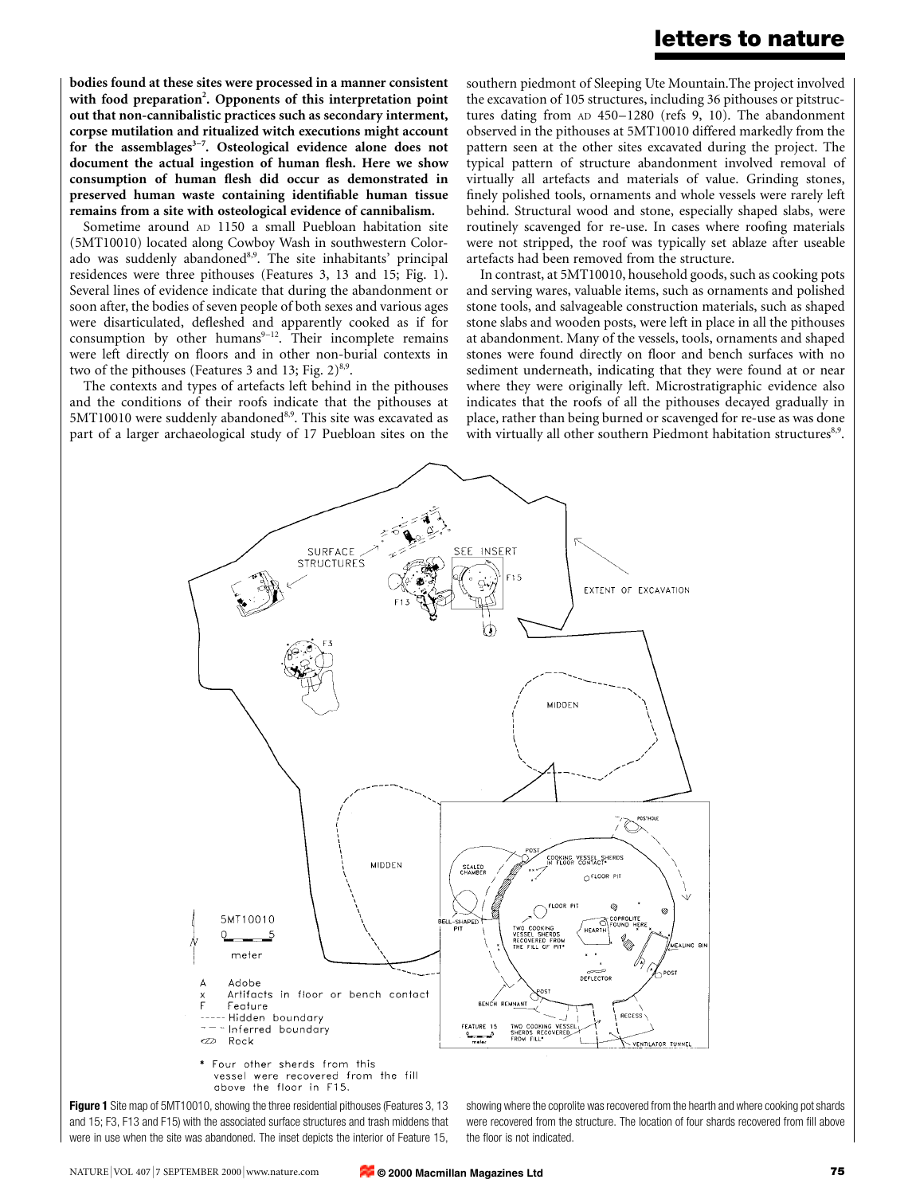**bodies found at these sites were processed in a manner consistent with food preparation[2]. Opponents of this interpretation point out that non-cannibalistic practices such as secondary interment, corpse mutilation and ritualized witch executions might account for the assemblages[3–7]. Osteological evidence alone does not document the actual ingestion of human flesh. Here we show consumption of human flesh did occur as demonstrated in preserved human waste containing identifiable human tissue remains from a site with osteological evidence of cannibalism.**

Sometime around AD 1150 a small Puebloan habitation site (5MT10010) located along Cowboy Wash in southwestern Colorado was suddenly abandoned[8,9]. The site inhabitants' principal residences were three pithouses (Features 3, 13 and 15; Fig. 1). Several lines of evidence indicate that during the abandonment or soon after, the bodies of seven people of both sexes and various ages were disarticulated, defleshed and apparently cooked as if for consumption by other humans[9–12]. Their incomplete remains were left directly on floors and in other non-burial contexts in two of the pithouses (Features 3 and 13; Fig. 2)[8,9].

The contexts and types of artefacts left behind in the pithouses and the conditions of their roofs indicate that the pithouses at 5MT10010 were suddenly abandoned[8,9]. This site was excavated as part of a larger archaeological study of 17 Puebloan sites on the southern piedmont of Sleeping Ute Mountain. The project involved the excavation of 105 structures, including 36 pithouses or pitstructures dating from AD 450–1280 (refs 9, 10). The abandonment observed in the pithouses at 5MT10010 differed markedly from the pattern seen at the other sites excavated during the project. The typical pattern of structure abandonment involved removal of virtually all artefacts and materials of value. Grinding stones, finely polished tools, ornaments and whole vessels were rarely left behind. Structural wood and stone, especially shaped slabs, were routinely scavenged for re-use. In cases where roofing materials were not stripped, the roof was typically set ablaze after useable artefacts had been removed from the structure.

In contrast, at 5MT10010, household goods, such as cooking pots and serving wares, valuable items, such as ornaments and polished stone tools, and salvageable construction materials, such as shaped stone slabs and wooden posts, were left in place in all the pithouses at abandonment. Many of the vessels, tools, ornaments and shaped stones were found directly on floor and bench surfaces with no sediment underneath, indicating that they were found at or near where they were originally left. Microstratigraphic evidence also indicates that the roofs of all the pithouses decayed gradually in place, rather than being burned or scavenged for re-use as was done with virtually all other southern Piedmont habitation structures[8,9].

**Figure 1** Site map of 5MT10010, showing the three residential pithouses (Features 3, 13 and 15; F3, F13 and F15) with the associated surface structures and trash middens that were in use when the site was abandoned. The inset depicts the interior of Feature 15, showing where the coprolite was recovered from the hearth and where cooking pot shards were recovered from the structure. The location of four shards recovered from fill above the floor is not indicated.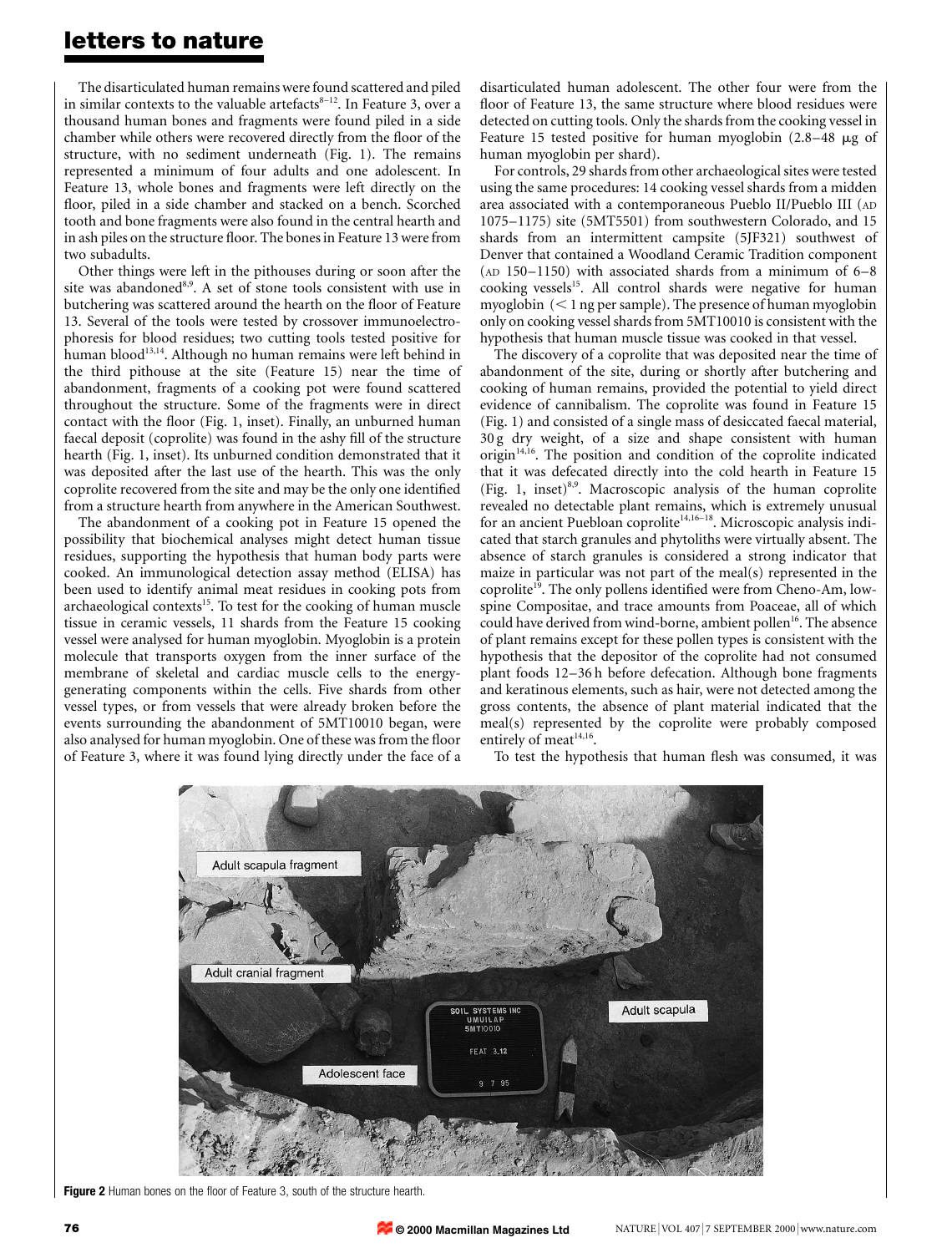The disarticulated human remains were found scattered and piled in similar contexts to the valuable artefacts[8–12]. In Feature 3, over a thousand human bones and fragments were found piled in a side chamber while others were recovered directly from the floor of the structure, with no sediment underneath (Fig. 1). The remains represented a minimum of four adults and one adolescent. In Feature 13, whole bones and fragments were left directly on the floor, piled in a side chamber and stacked on a bench. Scorched tooth and bone fragments were also found in the central hearth and in ash piles on the structure floor. The bones in Feature 13 were from two subadults.

Other things were left in the pithouses during or soon after the site was abandoned[8,9]. A set of stone tools consistent with use in butchering was scattered around the hearth on the floor of Feature 13. Several of the tools were tested by crossover immunoelectrophoresis for blood residues; two cutting tools tested positive for human blood[13,14]. Although no human remains were left behind in the third pithouse at the site (Feature 15) near the time of abandonment, fragments of a cooking pot were found scattered throughout the structure. Some of the fragments were in direct contact with the floor (Fig. 1, inset). Finally, an unburned human faecal deposit (coprolite) was found in the ashy fill of the structure hearth (Fig. 1, inset). Its unburned condition demonstrated that it was deposited after the last use of the hearth. This was the only coprolite recovered from the site and may be the only one identified from a structure hearth from anywhere in the American Southwest.

The abandonment of a cooking pot in Feature 15 opened the possibility that biochemical analyses might detect human tissue residues, supporting the hypothesis that human body parts were cooked. An immunological detection assay method (ELISA) has been used to identify animal meat residues in cooking pots from archaeological contexts[15]. To test for the cooking of human muscle tissue in ceramic vessels, 11 shards from the Feature 15 cooking vessel were analysed for human myoglobin. Myoglobin is a protein molecule that transports oxygen from the inner surface of the membrane of skeletal and cardiac muscle cells to the energy-generating components within the cells. Five shards from other vessel types, or from vessels that were already broken before the events surrounding the abandonment of 5MT10010 began, were also analysed for human myoglobin. One of these was from the floor of Feature 3, where it was found lying directly under the face of a disarticulated human adolescent. The other four were from the floor of Feature 13, the same structure where blood residues were detected on cutting tools. Only the shards from the cooking vessel in Feature 15 tested positive for human myoglobin (2.8–48 μg of human myoglobin per shard).

For controls, 29 shards from other archaeological sites were tested using the same procedures: 14 cooking vessel shards from a midden area associated with a contemporaneous Pueblo II/Pueblo III (AD 1075–1175) site (5MT5501) from southwestern Colorado, and 15 shards from an intermittent campsite (5JF321) southwest of Denver that contained a Woodland Ceramic Tradition component (AD 150–1150) with associated shards from a minimum of 6–8 cooking vessels[15]. All control shards were negative for human myoglobin (< 1 ng per sample). The presence of human myoglobin only on cooking vessel shards from 5MT10010 is consistent with the hypothesis that human muscle tissue was cooked in that vessel.

The discovery of a coprolite that was deposited near the time of abandonment of the site, during or shortly after butchering and cooking of human remains, provided the potential to yield direct evidence of cannibalism. The coprolite was found in Feature 15 (Fig. 1) and consisted of a single mass of desiccated faecal material, 30 g dry weight, of a size and shape consistent with human origin[14,16]. The position and condition of the coprolite indicated that it was defecated directly into the cold hearth in Feature 15 (Fig. 1, inset)[8,9]. Macroscopic analysis of the human coprolite revealed no detectable plant remains, which is extremely unusual for an ancient Puebloan coprolite[14,16–18]. Microscopic analysis indicated that starch granules and phytoliths were virtually absent. The absence of starch granules is considered a strong indicator that maize in particular was not part of the meal(s) represented in the coprolite[19]. The only pollens identified were from Cheno-Am, low-spine Compositae, and trace amounts from Poaceae, all of which could have derived from wind-borne, ambient pollen[16]. The absence of plant remains except for these pollen types is consistent with the hypothesis that the depositor of the coprolite had not consumed plant foods 12–36 h before defecation. Although bone fragments and keratinous elements, such as hair, were not detected among the gross contents, the absence of plant material indicated that the meal(s) represented by the coprolite were probably composed entirely of meat[14,16].

To test the hypothesis that human flesh was consumed, it was

**Figure 2** Human bones on the floor of Feature 3, south of the structure hearth.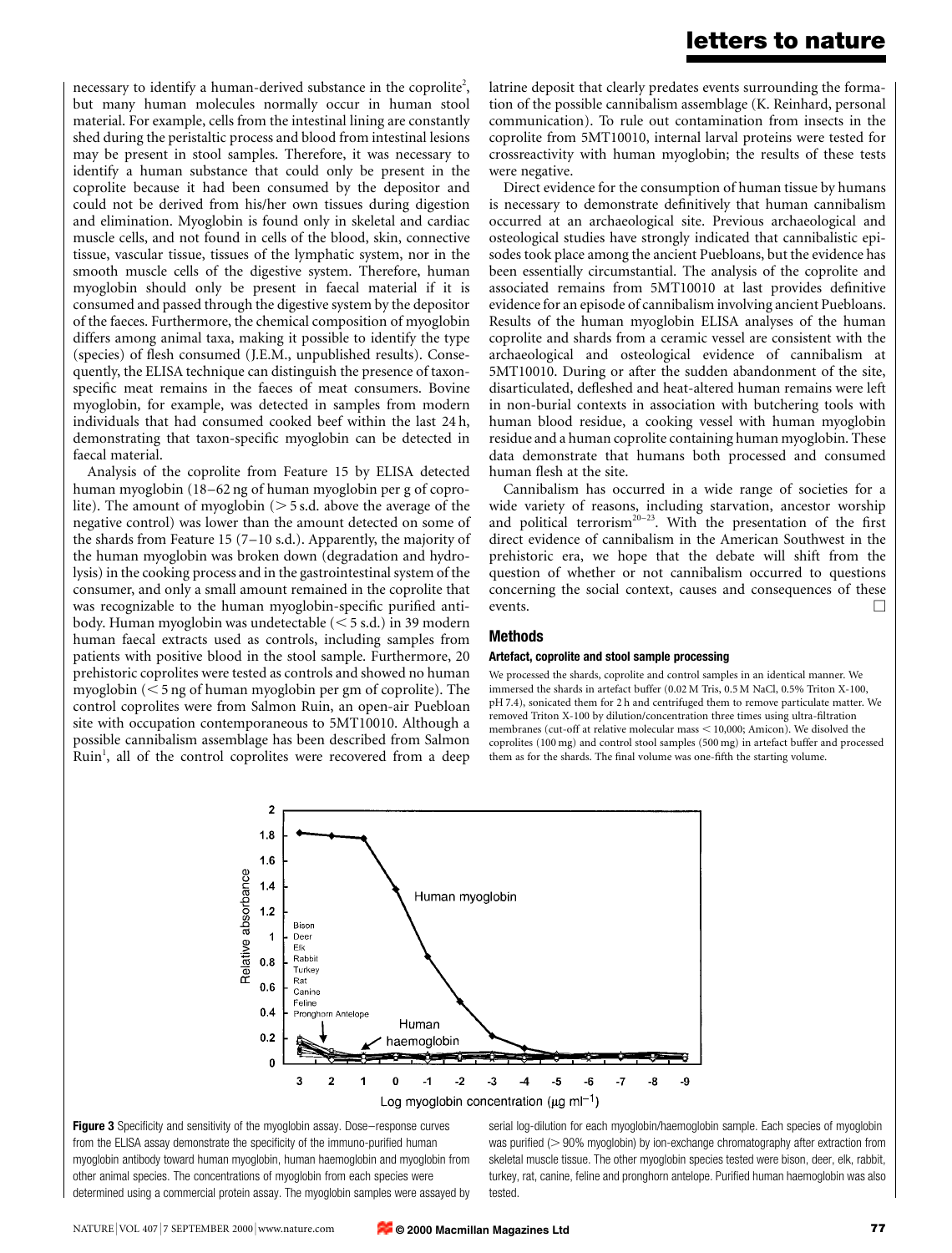necessary to identify a human-derived substance in the coprolite[2], but many human molecules normally occur in human stool material. For example, cells from the intestinal lining are constantly shed during the peristaltic process and blood from intestinal lesions may be present in stool samples. Therefore, it was necessary to identify a human substance that could only be present in the coprolite because it had been consumed by the depositor and could not be derived from his/her own tissues during digestion and elimination. Myoglobin is found only in skeletal and cardiac muscle cells, and not found in cells of the blood, skin, connective tissue, vascular tissue, tissues of the lymphatic system, nor in the smooth muscle cells of the digestive system. Therefore, human myoglobin should only be present in faecal material if it is consumed and passed through the digestive system by the depositor of the faeces. Furthermore, the chemical composition of myoglobin differs among animal taxa, making it possible to identify the type (species) of flesh consumed (J.E.M., unpublished results). Consequently, the ELISA technique can distinguish the presence of taxon-specific meat remains in the faeces of meat consumers. Bovine myoglobin, for example, was detected in samples from modern individuals that had consumed cooked beef within the last 24 h, demonstrating that taxon-specific myoglobin can be detected in faecal material.

Analysis of the coprolite from Feature 15 by ELISA detected human myoglobin (18–62 ng of human myoglobin per g of coprolite). The amount of myoglobin (> 5 s.d. above the average of the negative control) was lower than the amount detected on some of the shards from Feature 15 (7–10 s.d.). Apparently, the majority of the human myoglobin was broken down (degradation and hydrolysis) in the cooking process and in the gastrointestinal system of the consumer, and only a small amount remained in the coprolite that was recognizable to the human myoglobin-specific purified antibody. Human myoglobin was undetectable (< 5 s.d.) in 39 modern human faecal extracts used as controls, including samples from patients with positive blood in the stool sample. Furthermore, 20 prehistoric coprolites were tested as controls and showed no human myoglobin (< 5 ng of human myoglobin per gm of coprolite). The control coprolites were from Salmon Ruin, an open-air Puebloan site with occupation contemporaneous to 5MT10010. Although a possible cannibalism assemblage has been described from Salmon Ruin[1], all of the control coprolites were recovered from a deep latrine deposit that clearly predates events surrounding the formation of the possible cannibalism assemblage (K. Reinhard, personal communication). To rule out contamination from insects in the coprolite from 5MT10010, internal larval proteins were tested for crossreactivity with human myoglobin; the results of these tests were negative.

Direct evidence for the consumption of human tissue by humans is necessary to demonstrate definitively that human cannibalism occurred at an archaeological site. Previous archaeological and osteological studies have strongly indicated that cannibalistic episodes took place among the ancient Puebloans, but the evidence has been essentially circumstantial. The analysis of the coprolite and associated remains from 5MT10010 at last provides definitive evidence for an episode of cannibalism involving ancient Puebloans. Results of the human myoglobin ELISA analyses of the human coprolite and shards from a ceramic vessel are consistent with the archaeological and osteological evidence of cannibalism at 5MT10010. During or after the sudden abandonment of the site, disarticulated, defleshed and heat-altered human remains were left in non-burial contexts in association with butchering tools with human blood residue, a cooking vessel with human myoglobin residue and a human coprolite containing human myoglobin. These data demonstrate that humans both processed and consumed human flesh at the site.

Cannibalism has occurred in a wide range of societies for a wide variety of reasons, including starvation, ancestor worship and political terrorism[20–23]. With the presentation of the first direct evidence of cannibalism in the American Southwest in the prehistoric era, we hope that the debate will shift from the question of whether or not cannibalism occurred to questions concerning the social context, causes and consequences of these events. □

## Methods

### Artefact, coprolite and stool sample processing

We processed the shards, coprolite and control samples in an identical manner. We immersed the shards in artefact buffer (0.02 M Tris, 0.5 M NaCl, 0.5% Triton X-100, pH 7.4), sonicated them for 2 h and centrifuged them to remove particulate matter. We removed Triton X-100 by dilution/concentration three times using ultra-filtration membranes (cut-off at relative molecular mass < 10,000; Amicon). We disolved the coprolites (100 mg) and control stool samples (500 mg) in artefact buffer and processed them as for the shards. The final volume was one-fifth the starting volume.

**Figure 3** Specificity and sensitivity of the myoglobin assay. Dose–response curves from the ELISA assay demonstrate the specificity of the immuno-purified human myoglobin antibody toward human myoglobin, human haemoglobin and myoglobin from other animal species. The concentrations of myoglobin from each species were determined using a commercial protein assay. The myoglobin samples were assayed by serial log-dilution for each myoglobin/haemoglobin sample. Each species of myoglobin was purified (> 90% myoglobin) by ion-exchange chromatography after extraction from skeletal muscle tissue. The other myoglobin species tested were bison, deer, elk, rabbit, turkey, rat, canine, feline and pronghorn antelope. Purified human haemoglobin was also tested.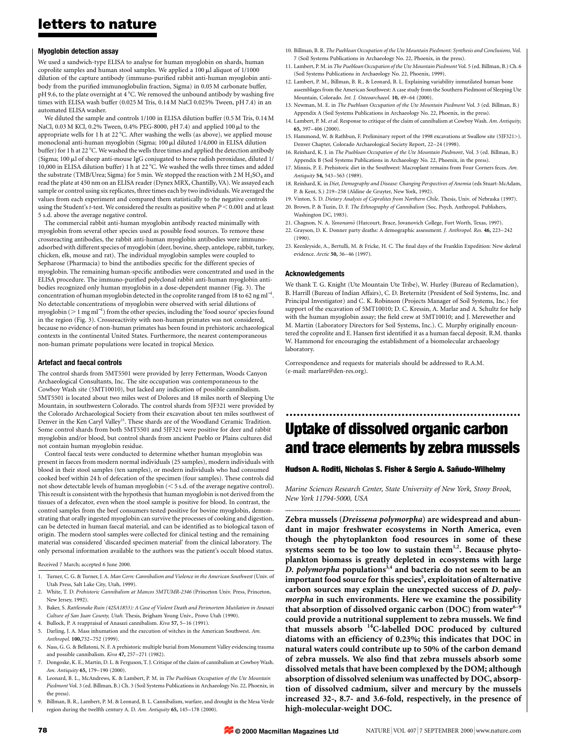### Myoglobin detection assay

We used a sandwich-type ELISA to analyse for human myoglobin on shards, human coprolite samples and human stool samples. We applied a 100 μl aliquot of 1/1000 dilution of the capture antibody (immuno-purified rabbit anti-human myoglobin antibody from the purified immunoglobulin fraction, Sigma) in 0.05 M carbonate buffer, pH 9.6, to the plate overnight at 4 °C. We removed the unbound antibody by washing five times with ELISA wash buffer (0.025 M Tris, 0.14 M NaCl 0.025% Tween, pH 7.4) in an automated ELISA washer.

We diluted the sample and controls 1/100 in ELISA dilution buffer (0.5 M Tris, 0.14 M NaCl, 0.03 M KCl, 0.2% Tween, 0.4% PEG-8000, pH 7.4) and applied 100 μl to the appropriate wells for 1 h at 22 °C. After washing the wells (as above), we applied mouse monoclonal anti-human myoglobin (Sigma; 100 μl diluted 1/4,000 in ELISA dilution buffer) for 1 h at 22 °C. We washed the wells three times and applied the detection antibody (Sigma; 100 μl of sheep anti-mouse IgG conjugated to horse radish peroxidase, diluted 1/10,000 in ELISA dilution buffer) 1 h at 22 °C. We washed the wells three times and added the substrate (TMB/Urea; Sigma) for 5 min. We stopped the reaction with 2 M $H_2SO_4$ and read the plate at 450 nm on an ELISA reader (Dynex MRX, Chantilly, VA). We assayed each sample or control using six replicates, three times each by two individuals. We averaged the values from each experiment and compared them statistically to the negative controls using the Student's *t*-test. We considered the results as positive when $P < 0.001$ and at least 5 s.d. above the average negative control.

The commercial rabbit anti-human myoglobin antibody reacted minimally with myoglobin from several other species used as possible food sources. To remove these crossreacting antibodies, the rabbit anti-human myoglobin antibodies were immuno-adsorbed with different species of myoglobin (deer, bovine, sheep, antelope, rabbit, turkey, chicken, elk, mouse and rat). The individual myoglobin samples were coupled to Sepharose (Pharmacia) to bind the antibodies specific for the different species of myoglobin. The remaining human-specific antibodies were concentrated and used in the ELISA procedure. The immuno-purified polyclonal rabbit anti-human myoglobin antibodies recognized only human myoglobin in a dose-dependent manner (Fig. 3). The concentration of human myoglobin detected in the coprolite ranged from 18 to 62 ng $ml^{-1}$. No detectable concentrations of myoglobin were observed with serial dilutions of myoglobin (> 1 mg $ml^{-1}$) from the other species, including the 'food source' species found in the region (Fig. 3). Crossreactivity with non-human primates was not considered, because no evidence of non-human primates has been found in prehistoric archaeological contexts in the continental United States. Furthermore, the nearest contemporaneous non-human primate populations were located in tropical Mexico.

### Artefact and faecal controls

The control shards from 5MT5501 were provided by Jerry Fetterman, Woods Canyon Archaeological Consultants, Inc. The site occupation was contemporaneous to the Cowboy Wash site (5MT10010), but lacked any indication of possible cannibalism. 5MT5501 is located about two miles west of Dolores and 18 miles north of Sleeping Ute Mountain, in southwestern Colorado. The control shards from 5JF321 were provided by the Colorado Archaeological Society from their excavation about ten miles southwest of Denver in the Ken Caryl Valley[15]. These shards are of the Woodland Ceramic Tradition. Some control shards from both 5MT5501 and 5JF321 were positive for deer and rabbit myoglobin and/or blood, but control shards from ancient Pueblo or Plains cultures did not contain human myoglobin residue.

Control faecal tests were conducted to determine whether human myoglobin was present in faeces from modern normal individuals (25 samples), modern individuals with blood in their stool samples (ten samples), or modern individuals who had consumed cooked beef within 24 h of defecation of the specimen (four samples). These controls did not show detectable levels of human myoglobin (< 5 s.d. of the average negative control). This result is consistent with the hypothesis that human myoglobin is not derived from the tissues of a defecator, even when the stool sample is positive for blood. In contrast, the control samples from the beef consumers tested positive for bovine myoglobin, demonstrating that orally ingested myoglobin can survive the processes of cooking and digestion, can be detected in human faecal material, and can be identified as to biological taxon of origin. The modern stool samples were collected for clinical testing and the remaining material was considered 'discarded specimen material' from the clinical laboratory. The only personal information available to the authors was the patient's occult blood status.

Received 7 March; accepted 6 June 2000.

1. Turner, C. G. & Turner, J. A. *Man Corn: Cannibalism and Violence in the American Southwest* (Univ. of Utah Press, Salt Lake City, Utah, 1999).
2. White, T. D. *Prehistoric Cannibalism at Mancos 5MTUMR-2346* (Princeton Univ. Press, Princeton, New Jersey, 1992).
3. Baker, S. *Rattlesnake Ruin (42SA1853): A Case of Violent Death and Perimortem Mutilation in Anasazi Culture of San Juan County, Utah.* Thesis, Brigham Young Univ., Provo Utah (1990).
4. Bullock, P. A reappraisal of Anasazi cannibalism. *Kiva* **57,** 5–16 (1991).
5. Darling, J. A. Mass inhumation and the execution of witches in the American Southwest. *Am. Anthropol.* **100,**732–752 (1999).
6. Nass, G. G. & Bellatoni, N. F. A prehistoric multiple burial from Monument Valley evidencing trauma and possible cannibalism. *Kiva* **47,** 257–271 (1982).
7. Dongoske, K. E., Martin, D. L. & Ferguson, T. J. Critique of the claim of cannibalism at Cowboy Wash. *Am. Antiquity* **65,** 179–190 (2000).
8. Leonard, B. L., McAndrews, K. & Lambert, P. M. in *The Puebloan Occupation of the Ute Mountain Piedmont* Vol. 3 (ed. Billman, B.) Ch. 3 (Soil Systems Publications in Archaeology No. 22, Phoenix, in the press).
9. Billman, B. R., Lambert, P. M. & Leonard, B. L. Cannibalism, warfare, and drought in the Mesa Verde region during the twelfth century A. D. *Am. Antiquity* **65,** 145–178 (2000).
10. Billman, B. R. *The Puebloan Occupation of the Ute Mountain Piedmont: Synthesis and Conclusions,* Vol. 7 (Soil Systems Publications in Archaeology No. 22, Phoenix, in the press).
11. Lambert, P. M. in *The Puebloan Occupation of the Ute Mountain Piedmont* Vol. 5 (ed. Billman, B.) Ch. 6 (Soil Systems Publications in Archaeology No. 22, Phoenix, 1999).
12. Lambert, P. M., Billman, B. R., & Leonard, B. L. Explaining variability inutilated human bone assemblages from the American Southwest: A case study from the Southern Piedmont of Sleeping Ute Mountain, Colorado. *Int. J. Osteoarchaeol.* **10,** 49–64 (2000).
13. Newman, M. E. in *The Puebloan Occupation of the Ute Mountain Piedmont* Vol. 3 (ed. Billman, B.) Appendix A (Soil Systems Publications in Archaeology No. 22, Phoenix, in the press).
14. Lambert, P. M. *et al.* Response to critique of the claim of cannibalism at Cowboy Wash. *Am. Antiquity,* **65,** 397–406 (2000).
15. Hammond, W. & Rathbun, F. Preliminary report of the 1998 excavations at Swallow site (5JF321>). Denver Chapter, Colorado Archaeological Society Report, 22–24 (1998).
16. Reinhard, K. J. in *The Puebloan Occupation of the Ute Mountain Piedmont*, Vol. 3 (ed. Billman, B.) Appendix B (Soil Systems Publications in Archaeology No. 22, Phoenix, in the press).
17. Minnis, P. E. Prehistoric diet in the Southwest: Macroplant remains from Four Corners feces. *Am. Antiquity* **54,** 543–563 (1989).
18. Reinhard, K. in *Diet, Demography and Disease: Changing Perspectives of Anemia* (eds Stuart-McAdam, P. & Kent, S.) 219–258 (Aldine de Gruyter, New York, 1992).
19. Vinton, S. D. *Dietary Analysis of Coprolites from Northern Chile*. Thesis, Univ. of Nebraska (1997).
20. Brown, P. & Tuzin, D. F. *The Ethnography of Cannibalism* (Soc. Psych. Anthropol. Publishers, Washington DC, 1983).
21. Chagnon, N. A. *Yanonamö* (Harcourt, Brace, Jovanovich College, Fort Worth, Texas, 1997).
22. Grayson, D. K. Donner party deaths: A demographic assessment. *J. Anthropol. Res.* **46,** 223–242 (1990).
23. Keenleyside, A., Bertulli, M. & Fricke, H. C. The final days of the Franklin Expedition: New skeletal evidence. *Arctic* **50,** 36–46 (1997).

### Acknowledgements

We thank T. G. Knight (Ute Mountain Ute Tribe), W. Hurley (Bureau of Reclamation), B. Harrill (Bureau of Indian Affairs), C. D. Breternitz (President of Soil Systems, Inc. and Principal Investigator) and C. K. Robinson (Projects Manager of Soil Systems, Inc.) for support of the excavation of 5MT10010; D. C. Kressin, A. Marlar and A. Schultz for help with the human myoglobin assay; the field crew at 5MT10010; and J. Merewether and M. Martin (Laboratory Directors for Soil Systems, Inc.). C. Murphy originally encountered the coprolite and E. Hansen first identified it as a human faecal deposit. R.M. thanks W. Hammond for encouraging the establishment of a biomolecular archaeology laboratory.

Correspondence and requests for materials should be addressed to R.A.M. (e-mail: marlarr@den-res.org).

# Uptake of dissolved organic carbon and trace elements by zebra mussels

**Hudson A. Roditi, Nicholas S. Fisher & Sergio A. Sañudo-Wilhelmy**

*Marine Sciences Research Center, State University of New York, Stony Brook, New York 11794-5000, USA*

**Zebra mussels (*Dreissena polymorpha*) are widespread and abundant in major freshwater ecosystems in North America, even though the phytoplankton food resources in some of these systems seem to be too low to sustain them[1,2]. Because phytoplankton biomass is greatly depleted in ecosystems with large *D. polymorpha* populations[3,4] and bacteria do not seem to be an important food source for this species[5], exploitation of alternative carbon sources may explain the unexpected success of *D. polymorpha* in such environments. Here we examine the possibility that absorption of dissolved organic carbon (DOC) from water[6–9] could provide a nutritional supplement to zebra mussels. We find that mussels absorb $^{14}C$-labelled DOC produced by cultured diatoms with an efficiency of 0.23%; this indicates that DOC in natural waters could contribute up to 50% of the carbon demand of zebra mussels. We also find that zebra mussels absorb some dissolved metals that have been complexed by the DOM; although absorption of dissolved selenium was unaffected by DOC, absorption of dissolved cadmium, silver and mercury by the mussels increased 32-, 8.7- and 3.6-fold, respectively, in the presence of high-molecular-weight DOC.**